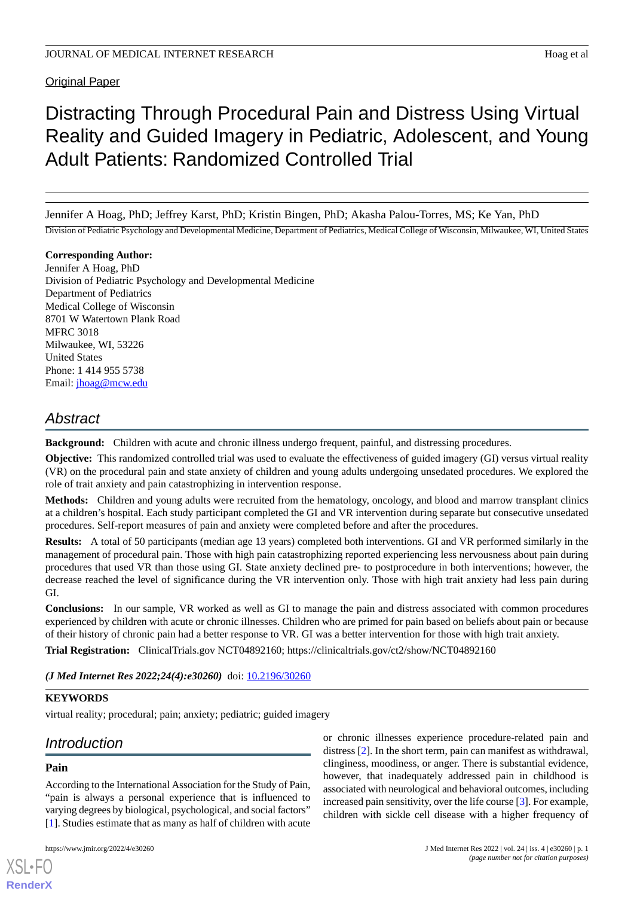Original Paper

# Distracting Through Procedural Pain and Distress Using Virtual Reality and Guided Imagery in Pediatric, Adolescent, and Young Adult Patients: Randomized Controlled Trial

Jennifer A Hoag, PhD; Jeffrey Karst, PhD; Kristin Bingen, PhD; Akasha Palou-Torres, MS; Ke Yan, PhD

Division of Pediatric Psychology and Developmental Medicine, Department of Pediatrics, Medical College of Wisconsin, Milwaukee, WI, United States

**Corresponding Author:**
Jennifer A Hoag, PhD
Division of Pediatric Psychology and Developmental Medicine
Department of Pediatrics
Medical College of Wisconsin
8701 W Watertown Plank Road
MFRC 3018
Milwaukee, WI, 53226
United States
Phone: 1 414 955 5738
Email: jhoag@mcw.edu

## Abstract

**Background:** Children with acute and chronic illness undergo frequent, painful, and distressing procedures.

**Objective:** This randomized controlled trial was used to evaluate the effectiveness of guided imagery (GI) versus virtual reality (VR) on the procedural pain and state anxiety of children and young adults undergoing unsedated procedures. We explored the role of trait anxiety and pain catastrophizing in intervention response.

**Methods:** Children and young adults were recruited from the hematology, oncology, and blood and marrow transplant clinics at a children's hospital. Each study participant completed the GI and VR intervention during separate but consecutive unsedated procedures. Self-report measures of pain and anxiety were completed before and after the procedures.

**Results:** A total of 50 participants (median age 13 years) completed both interventions. GI and VR performed similarly in the management of procedural pain. Those with high pain catastrophizing reported experiencing less nervousness about pain during procedures that used VR than those using GI. State anxiety declined pre- to postprocedure in both interventions; however, the decrease reached the level of significance during the VR intervention only. Those with high trait anxiety had less pain during GI.

**Conclusions:** In our sample, VR worked as well as GI to manage the pain and distress associated with common procedures experienced by children with acute or chronic illnesses. Children who are primed for pain based on beliefs about pain or because of their history of chronic pain had a better response to VR. GI was a better intervention for those with high trait anxiety.

**Trial Registration:** ClinicalTrials.gov NCT04892160; https://clinicaltrials.gov/ct2/show/NCT04892160

***(J Med Internet Res 2022;24(4):e30260)*** doi: 10.2196/30260

**KEYWORDS**

virtual reality; procedural; pain; anxiety; pediatric; guided imagery

## Introduction

### Pain

According to the International Association for the Study of Pain, "pain is always a personal experience that is influenced to varying degrees by biological, psychological, and social factors" [1]. Studies estimate that as many as half of children with acute or chronic illnesses experience procedure-related pain and distress [2]. In the short term, pain can manifest as withdrawal, clinginess, moodiness, or anger. There is substantial evidence, however, that inadequately addressed pain in childhood is associated with neurological and behavioral outcomes, including increased pain sensitivity, over the life course [3]. For example, children with sickle cell disease with a higher frequency of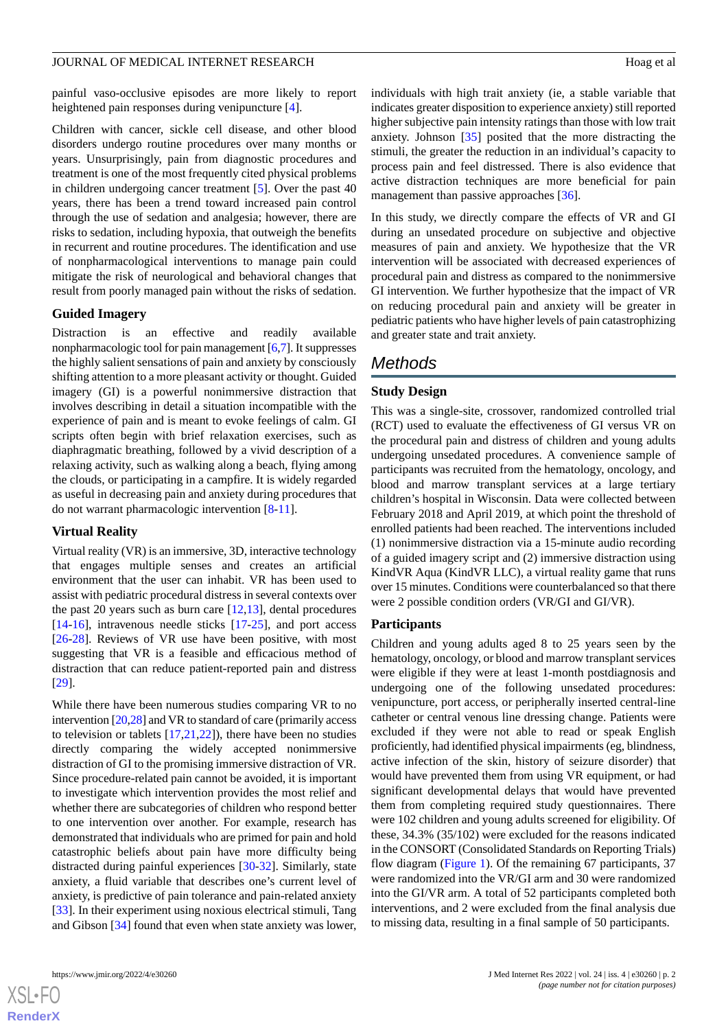painful vaso-occlusive episodes are more likely to report heightened pain responses during venipuncture [4].

Children with cancer, sickle cell disease, and other blood disorders undergo routine procedures over many months or years. Unsurprisingly, pain from diagnostic procedures and treatment is one of the most frequently cited physical problems in children undergoing cancer treatment [5]. Over the past 40 years, there has been a trend toward increased pain control through the use of sedation and analgesia; however, there are risks to sedation, including hypoxia, that outweigh the benefits in recurrent and routine procedures. The identification and use of nonpharmacological interventions to manage pain could mitigate the risk of neurological and behavioral changes that result from poorly managed pain without the risks of sedation.

### Guided Imagery

Distraction is an effective and readily available nonpharmacologic tool for pain management [6,7]. It suppresses the highly salient sensations of pain and anxiety by consciously shifting attention to a more pleasant activity or thought. Guided imagery (GI) is a powerful nonimmersive distraction that involves describing in detail a situation incompatible with the experience of pain and is meant to evoke feelings of calm. GI scripts often begin with brief relaxation exercises, such as diaphragmatic breathing, followed by a vivid description of a relaxing activity, such as walking along a beach, flying among the clouds, or participating in a campfire. It is widely regarded as useful in decreasing pain and anxiety during procedures that do not warrant pharmacologic intervention [8-11].

### Virtual Reality

Virtual reality (VR) is an immersive, 3D, interactive technology that engages multiple senses and creates an artificial environment that the user can inhabit. VR has been used to assist with pediatric procedural distress in several contexts over the past 20 years such as burn care [12,13], dental procedures [14-16], intravenous needle sticks [17-25], and port access [26-28]. Reviews of VR use have been positive, with most suggesting that VR is a feasible and efficacious method of distraction that can reduce patient-reported pain and distress [29].

While there have been numerous studies comparing VR to no intervention [20,28] and VR to standard of care (primarily access to television or tablets [17,21,22]), there have been no studies directly comparing the widely accepted nonimmersive distraction of GI to the promising immersive distraction of VR. Since procedure-related pain cannot be avoided, it is important to investigate which intervention provides the most relief and whether there are subcategories of children who respond better to one intervention over another. For example, research has demonstrated that individuals who are primed for pain and hold catastrophic beliefs about pain have more difficulty being distracted during painful experiences [30-32]. Similarly, state anxiety, a fluid variable that describes one's current level of anxiety, is predictive of pain tolerance and pain-related anxiety [33]. In their experiment using noxious electrical stimuli, Tang and Gibson [34] found that even when state anxiety was lower, individuals with high trait anxiety (ie, a stable variable that indicates greater disposition to experience anxiety) still reported higher subjective pain intensity ratings than those with low trait anxiety. Johnson [35] posited that the more distracting the stimuli, the greater the reduction in an individual's capacity to process pain and feel distressed. There is also evidence that active distraction techniques are more beneficial for pain management than passive approaches [36].

In this study, we directly compare the effects of VR and GI during an unsedated procedure on subjective and objective measures of pain and anxiety. We hypothesize that the VR intervention will be associated with decreased experiences of procedural pain and distress as compared to the nonimmersive GI intervention. We further hypothesize that the impact of VR on reducing procedural pain and anxiety will be greater in pediatric patients who have higher levels of pain catastrophizing and greater state and trait anxiety.

## Methods

### Study Design

This was a single-site, crossover, randomized controlled trial (RCT) used to evaluate the effectiveness of GI versus VR on the procedural pain and distress of children and young adults undergoing unsedated procedures. A convenience sample of participants was recruited from the hematology, oncology, and blood and marrow transplant services at a large tertiary children's hospital in Wisconsin. Data were collected between February 2018 and April 2019, at which point the threshold of enrolled patients had been reached. The interventions included (1) nonimmersive distraction via a 15-minute audio recording of a guided imagery script and (2) immersive distraction using KindVR Aqua (KindVR LLC), a virtual reality game that runs over 15 minutes. Conditions were counterbalanced so that there were 2 possible condition orders (VR/GI and GI/VR).

### Participants

Children and young adults aged 8 to 25 years seen by the hematology, oncology, or blood and marrow transplant services were eligible if they were at least 1-month postdiagnosis and undergoing one of the following unsedated procedures: venipuncture, port access, or peripherally inserted central-line catheter or central venous line dressing change. Patients were excluded if they were not able to read or speak English proficiently, had identified physical impairments (eg, blindness, active infection of the skin, history of seizure disorder) that would have prevented them from using VR equipment, or had significant developmental delays that would have prevented them from completing required study questionnaires. There were 102 children and young adults screened for eligibility. Of these, 34.3% (35/102) were excluded for the reasons indicated in the CONSORT (Consolidated Standards on Reporting Trials) flow diagram (Figure 1). Of the remaining 67 participants, 37 were randomized into the VR/GI arm and 30 were randomized into the GI/VR arm. A total of 52 participants completed both interventions, and 2 were excluded from the final analysis due to missing data, resulting in a final sample of 50 participants.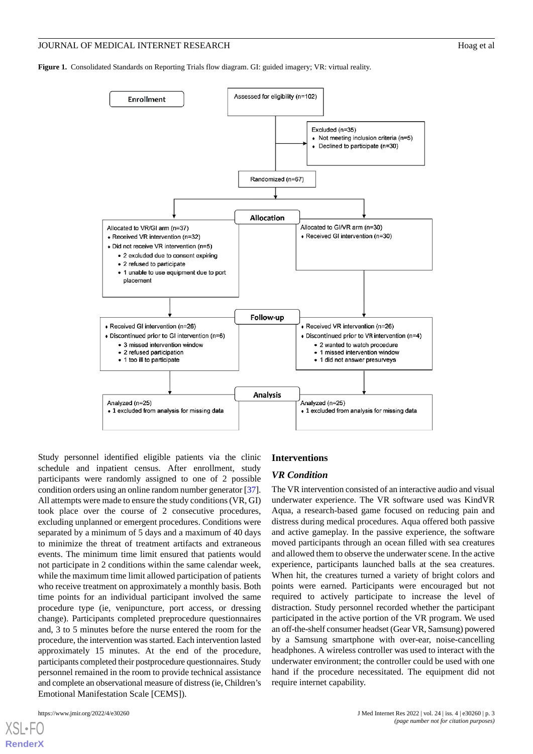**Figure 1.** Consolidated Standards on Reporting Trials flow diagram. GI: guided imagery; VR: virtual reality.

**Enrollment**

Assessed for eligibility (n=102)

Excluded (n=35)
- Not meeting inclusion criteria (n=5)
- Declined to participate (n=30)

Randomized (n=67)

**Allocation**

Allocated to VR/GI arm (n=37)
- Received VR intervention (n=32)
- Did not receive VR intervention (n=5)
  - 2 excluded due to consent expiring
  - 2 refused to participate
  - 1 unable to use equipment due to port placement

Allocated to GI/VR arm (n=30)
- Received GI intervention (n=30)

**Follow-up**

- Received GI intervention (n=26)
- Discontinued prior to GI intervention (n=6)
  - 3 missed intervention window
  - 2 refused participation
  - 1 too ill to participate

- Received VR intervention (n=26)
- Discontinued prior to VR intervention (n=4)
  - 2 wanted to watch procedure
  - 1 missed intervention window
  - 1 did not answer presurveys

**Analysis**

Analyzed (n=25)
- 1 excluded from analysis for missing data

Analyzed (n=25)
- 1 excluded from analysis for missing data

Study personnel identified eligible patients via the clinic schedule and inpatient census. After enrollment, study participants were randomly assigned to one of 2 possible condition orders using an online random number generator [37]. All attempts were made to ensure the study conditions (VR, GI) took place over the course of 2 consecutive procedures, excluding unplanned or emergent procedures. Conditions were separated by a minimum of 5 days and a maximum of 40 days to minimize the threat of treatment artifacts and extraneous events. The minimum time limit ensured that patients would not participate in 2 conditions within the same calendar week, while the maximum time limit allowed participation of patients who receive treatment on approximately a monthly basis. Both time points for an individual participant involved the same procedure type (ie, venipuncture, port access, or dressing change). Participants completed preprocedure questionnaires and, 3 to 5 minutes before the nurse entered the room for the procedure, the intervention was started. Each intervention lasted approximately 15 minutes. At the end of the procedure, participants completed their postprocedure questionnaires. Study personnel remained in the room to provide technical assistance and complete an observational measure of distress (ie, Children's Emotional Manifestation Scale [CEMS]).

## Interventions

### *VR Condition*

The VR intervention consisted of an interactive audio and visual underwater experience. The VR software used was KindVR Aqua, a research-based game focused on reducing pain and distress during medical procedures. Aqua offered both passive and active gameplay. In the passive experience, the software moved participants through an ocean filled with sea creatures and allowed them to observe the underwater scene. In the active experience, participants launched balls at the sea creatures. When hit, the creatures turned a variety of bright colors and points were earned. Participants were encouraged but not required to actively participate to increase the level of distraction. Study personnel recorded whether the participant participated in the active portion of the VR program. We used an off-the-shelf consumer headset (Gear VR, Samsung) powered by a Samsung smartphone with over-ear, noise-cancelling headphones. A wireless controller was used to interact with the underwater environment; the controller could be used with one hand if the procedure necessitated. The equipment did not require internet capability.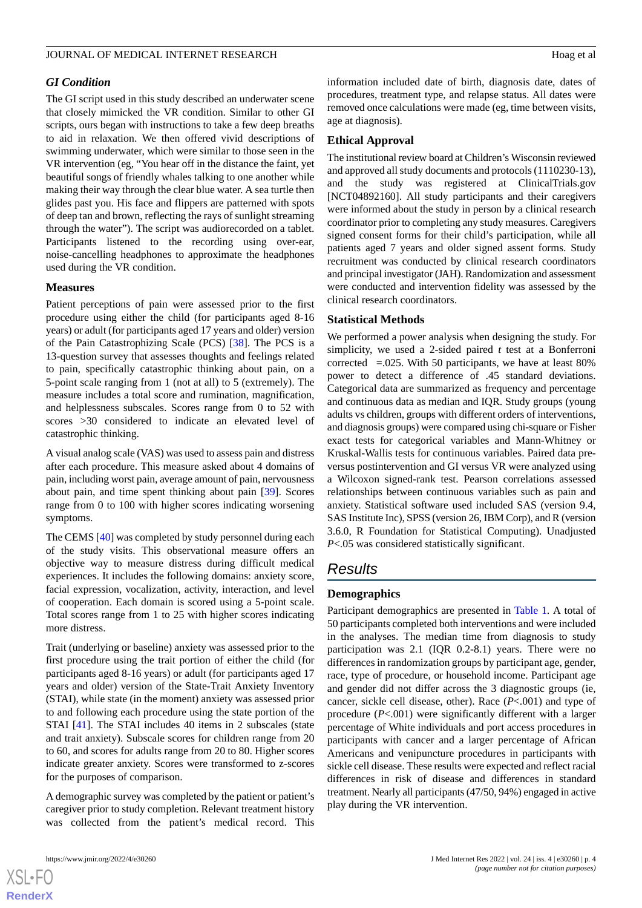### GI Condition

The GI script used in this study described an underwater scene that closely mimicked the VR condition. Similar to other GI scripts, ours began with instructions to take a few deep breaths to aid in relaxation. We then offered vivid descriptions of swimming underwater, which were similar to those seen in the VR intervention (eg, "You hear off in the distance the faint, yet beautiful songs of friendly whales talking to one another while making their way through the clear blue water. A sea turtle then glides past you. His face and flippers are patterned with spots of deep tan and brown, reflecting the rays of sunlight streaming through the water"). The script was audiorecorded on a tablet. Participants listened to the recording using over-ear, noise-cancelling headphones to approximate the headphones used during the VR condition.

### Measures

Patient perceptions of pain were assessed prior to the first procedure using either the child (for participants aged 8-16 years) or adult (for participants aged 17 years and older) version of the Pain Catastrophizing Scale (PCS) [38]. The PCS is a 13-question survey that assesses thoughts and feelings related to pain, specifically catastrophic thinking about pain, on a 5-point scale ranging from 1 (not at all) to 5 (extremely). The measure includes a total score and rumination, magnification, and helplessness subscales. Scores range from 0 to 52 with scores >30 considered to indicate an elevated level of catastrophic thinking.

A visual analog scale (VAS) was used to assess pain and distress after each procedure. This measure asked about 4 domains of pain, including worst pain, average amount of pain, nervousness about pain, and time spent thinking about pain [39]. Scores range from 0 to 100 with higher scores indicating worsening symptoms.

The CEMS [40] was completed by study personnel during each of the study visits. This observational measure offers an objective way to measure distress during difficult medical experiences. It includes the following domains: anxiety score, facial expression, vocalization, activity, interaction, and level of cooperation. Each domain is scored using a 5-point scale. Total scores range from 1 to 25 with higher scores indicating more distress.

Trait (underlying or baseline) anxiety was assessed prior to the first procedure using the trait portion of either the child (for participants aged 8-16 years) or adult (for participants aged 17 years and older) version of the State-Trait Anxiety Inventory (STAI), while state (in the moment) anxiety was assessed prior to and following each procedure using the state portion of the STAI [41]. The STAI includes 40 items in 2 subscales (state and trait anxiety). Subscale scores for children range from 20 to 60, and scores for adults range from 20 to 80. Higher scores indicate greater anxiety. Scores were transformed to z-scores for the purposes of comparison.

A demographic survey was completed by the patient or patient's caregiver prior to study completion. Relevant treatment history was collected from the patient's medical record. This information included date of birth, diagnosis date, dates of procedures, treatment type, and relapse status. All dates were removed once calculations were made (eg, time between visits, age at diagnosis).

### Ethical Approval

The institutional review board at Children's Wisconsin reviewed and approved all study documents and protocols (1110230-13), and the study was registered at ClinicalTrials.gov [NCT04892160]. All study participants and their caregivers were informed about the study in person by a clinical research coordinator prior to completing any study measures. Caregivers signed consent forms for their child's participation, while all patients aged 7 years and older signed assent forms. Study recruitment was conducted by clinical research coordinators and principal investigator (JAH). Randomization and assessment were conducted and intervention fidelity was assessed by the clinical research coordinators.

### Statistical Methods

We performed a power analysis when designing the study. For simplicity, we used a 2-sided paired *t* test at a Bonferroni corrected =.025. With 50 participants, we have at least 80% power to detect a difference of .45 standard deviations. Categorical data are summarized as frequency and percentage and continuous data as median and IQR. Study groups (young adults vs children, groups with different orders of interventions, and diagnosis groups) were compared using chi-square or Fisher exact tests for categorical variables and Mann-Whitney or Kruskal-Wallis tests for continuous variables. Paired data pre- versus postintervention and GI versus VR were analyzed using a Wilcoxon signed-rank test. Pearson correlations assessed relationships between continuous variables such as pain and anxiety. Statistical software used included SAS (version 9.4, SAS Institute Inc), SPSS (version 26, IBM Corp), and R (version 3.6.0, R Foundation for Statistical Computing). Unadjusted $P<.05$ was considered statistically significant.

## Results

### Demographics

Participant demographics are presented in Table 1. A total of 50 participants completed both interventions and were included in the analyses. The median time from diagnosis to study participation was 2.1 (IQR 0.2-8.1) years. There were no differences in randomization groups by participant age, gender, race, type of procedure, or household income. Participant age and gender did not differ across the 3 diagnostic groups (ie, cancer, sickle cell disease, other). Race ($P<.001$) and type of procedure ($P<.001$) were significantly different with a larger percentage of White individuals and port access procedures in participants with cancer and a larger percentage of African Americans and venipuncture procedures in participants with sickle cell disease. These results were expected and reflect racial differences in risk of disease and differences in standard treatment. Nearly all participants (47/50, 94%) engaged in active play during the VR intervention.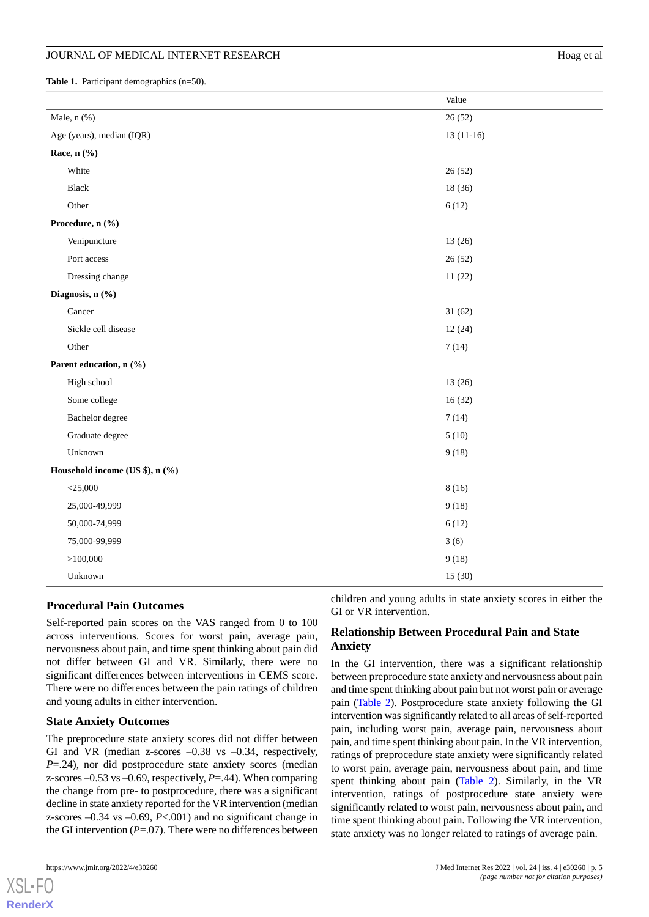**Table 1.** Participant demographics (n=50).

| | Value |
|---|---|
| Male, n (%) | 26 (52) |
| Age (years), median (IQR) | 13 (11-16) |
| **Race, n (%)** | |
| White | 26 (52) |
| Black | 18 (36) |
| Other | 6 (12) |
| **Procedure, n (%)** | |
| Venipuncture | 13 (26) |
| Port access | 26 (52) |
| Dressing change | 11 (22) |
| **Diagnosis, n (%)** | |
| Cancer | 31 (62) |
| Sickle cell disease | 12 (24) |
| Other | 7 (14) |
| **Parent education, n (%)** | |
| High school | 13 (26) |
| Some college | 16 (32) |
| Bachelor degree | 7 (14) |
| Graduate degree | 5 (10) |
| Unknown | 9 (18) |
| **Household income (US $), n (%)** | |
| <25,000 | 8 (16) |
| 25,000-49,999 | 9 (18) |
| 50,000-74,999 | 6 (12) |
| 75,000-99,999 | 3 (6) |
| >100,000 | 9 (18) |
| Unknown | 15 (30) |

### Procedural Pain Outcomes

Self-reported pain scores on the VAS ranged from 0 to 100 across interventions. Scores for worst pain, average pain, nervousness about pain, and time spent thinking about pain did not differ between GI and VR. Similarly, there were no significant differences between interventions in CEMS score. There were no differences between the pain ratings of children and young adults in either intervention.

### State Anxiety Outcomes

The preprocedure state anxiety scores did not differ between GI and VR (median z-scores –0.38 vs –0.34, respectively, *P*=.24), nor did postprocedure state anxiety scores (median z-scores –0.53 vs –0.69, respectively, *P*=.44). When comparing the change from pre- to postprocedure, there was a significant decline in state anxiety reported for the VR intervention (median z-scores –0.34 vs –0.69, *P*<.001) and no significant change in the GI intervention (*P*=.07). There were no differences between children and young adults in state anxiety scores in either the GI or VR intervention.

### Relationship Between Procedural Pain and State Anxiety

In the GI intervention, there was a significant relationship between preprocedure state anxiety and nervousness about pain and time spent thinking about pain but not worst pain or average pain (Table 2). Postprocedure state anxiety following the GI intervention was significantly related to all areas of self-reported pain, including worst pain, average pain, nervousness about pain, and time spent thinking about pain. In the VR intervention, ratings of preprocedure state anxiety were significantly related to worst pain, average pain, nervousness about pain, and time spent thinking about pain (Table 2). Similarly, in the VR intervention, ratings of postprocedure state anxiety were significantly related to worst pain, nervousness about pain, and time spent thinking about pain. Following the VR intervention, state anxiety was no longer related to ratings of average pain.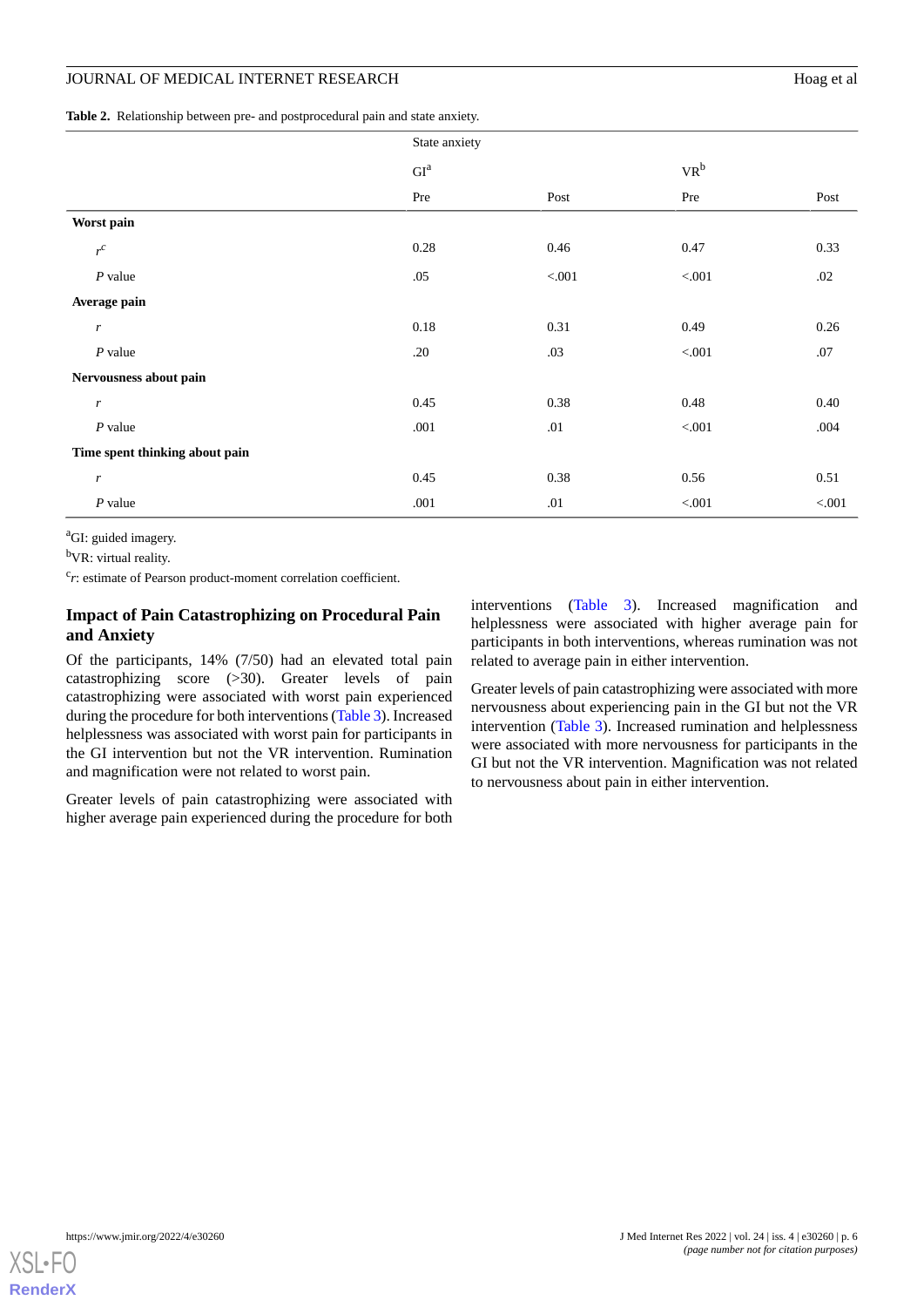**Table 2.** Relationship between pre- and postprocedural pain and state anxiety.

| | State anxiety | | | |
|---|---|---|---|---|
| | GI[a] | | VR[b] | |
| | Pre | Post | Pre | Post |
| **Worst pain** | | | | |
| $r$[c] | 0.28 | 0.46 | 0.47 | 0.33 |
| *P* value | .05 | <.001 | <.001 | .02 |
| **Average pain** | | | | |
| $r$ | 0.18 | 0.31 | 0.49 | 0.26 |
| *P* value | .20 | .03 | <.001 | .07 |
| **Nervousness about pain** | | | | |
| $r$ | 0.45 | 0.38 | 0.48 | 0.40 |
| *P* value | .001 | .01 | <.001 | .004 |
| **Time spent thinking about pain** | | | | |
| $r$ | 0.45 | 0.38 | 0.56 | 0.51 |
| *P* value | .001 | .01 | <.001 | <.001 |

[a]GI: guided imagery.

[b]VR: virtual reality.

[c]*r*: estimate of Pearson product-moment correlation coefficient.

### Impact of Pain Catastrophizing on Procedural Pain and Anxiety

Of the participants, 14% (7/50) had an elevated total pain catastrophizing score (>30). Greater levels of pain catastrophizing were associated with worst pain experienced during the procedure for both interventions (Table 3). Increased helplessness was associated with worst pain for participants in the GI intervention but not the VR intervention. Rumination and magnification were not related to worst pain.

Greater levels of pain catastrophizing were associated with higher average pain experienced during the procedure for both interventions (Table 3). Increased magnification and helplessness were associated with higher average pain for participants in both interventions, whereas rumination was not related to average pain in either intervention.

Greater levels of pain catastrophizing were associated with more nervousness about experiencing pain in the GI but not the VR intervention (Table 3). Increased rumination and helplessness were associated with more nervousness for participants in the GI but not the VR intervention. Magnification was not related to nervousness about pain in either intervention.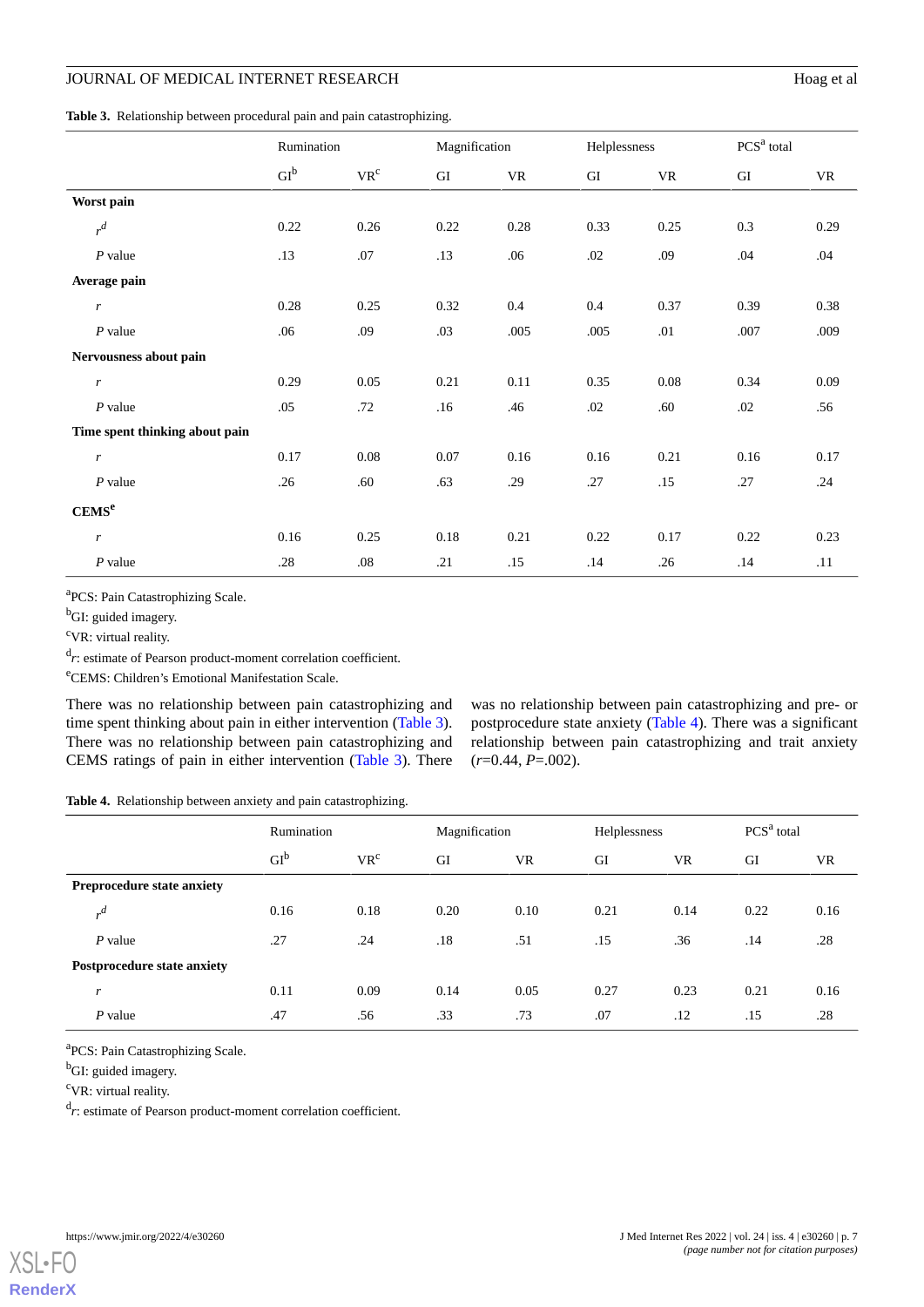**Table 3.** Relationship between procedural pain and pain catastrophizing.

| | Rumination | | Magnification | | Helplessness | | PCS[a] total | |
|---|---|---|---|---|---|---|---|---|
| | GI[b] | VR[c] | GI | VR | GI | VR | GI | VR |
| **Worst pain** | | | | | | | | |
| *r*[d] | 0.22 | 0.26 | 0.22 | 0.28 | 0.33 | 0.25 | 0.3 | 0.29 |
| *P* value | .13 | .07 | .13 | .06 | .02 | .09 | .04 | .04 |
| **Average pain** | | | | | | | | |
| *r* | 0.28 | 0.25 | 0.32 | 0.4 | 0.4 | 0.37 | 0.39 | 0.38 |
| *P* value | .06 | .09 | .03 | .005 | .005 | .01 | .007 | .009 |
| **Nervousness about pain** | | | | | | | | |
| *r* | 0.29 | 0.05 | 0.21 | 0.11 | 0.35 | 0.08 | 0.34 | 0.09 |
| *P* value | .05 | .72 | .16 | .46 | .02 | .60 | .02 | .56 |
| **Time spent thinking about pain** | | | | | | | | |
| *r* | 0.17 | 0.08 | 0.07 | 0.16 | 0.16 | 0.21 | 0.16 | 0.17 |
| *P* value | .26 | .60 | .63 | .29 | .27 | .15 | .27 | .24 |
| **CEMS[e]** | | | | | | | | |
| *r* | 0.16 | 0.25 | 0.18 | 0.21 | 0.22 | 0.17 | 0.22 | 0.23 |
| *P* value | .28 | .08 | .21 | .15 | .14 | .26 | .14 | .11 |

[a]PCS: Pain Catastrophizing Scale.

[b]GI: guided imagery.

[c]VR: virtual reality.

[d]*r*: estimate of Pearson product-moment correlation coefficient.

[e]CEMS: Children's Emotional Manifestation Scale.

There was no relationship between pain catastrophizing and time spent thinking about pain in either intervention (Table 3). There was no relationship between pain catastrophizing and CEMS ratings of pain in either intervention (Table 3). There was no relationship between pain catastrophizing and pre- or postprocedure state anxiety (Table 4). There was a significant relationship between pain catastrophizing and trait anxiety ($r$=0.44, $P$=.002).

**Table 4.** Relationship between anxiety and pain catastrophizing.

| | Rumination | | Magnification | | Helplessness | | PCS[a] total | |
|---|---|---|---|---|---|---|---|---|
| | GI[b] | VR[c] | GI | VR | GI | VR | GI | VR |
| **Preprocedure state anxiety** | | | | | | | | |
| *r*[d] | 0.16 | 0.18 | 0.20 | 0.10 | 0.21 | 0.14 | 0.22 | 0.16 |
| *P* value | .27 | .24 | .18 | .51 | .15 | .36 | .14 | .28 |
| **Postprocedure state anxiety** | | | | | | | | |
| *r* | 0.11 | 0.09 | 0.14 | 0.05 | 0.27 | 0.23 | 0.21 | 0.16 |
| *P* value | .47 | .56 | .33 | .73 | .07 | .12 | .15 | .28 |

[a]PCS: Pain Catastrophizing Scale.

[b]GI: guided imagery.

[c]VR: virtual reality.

[d]*r*: estimate of Pearson product-moment correlation coefficient.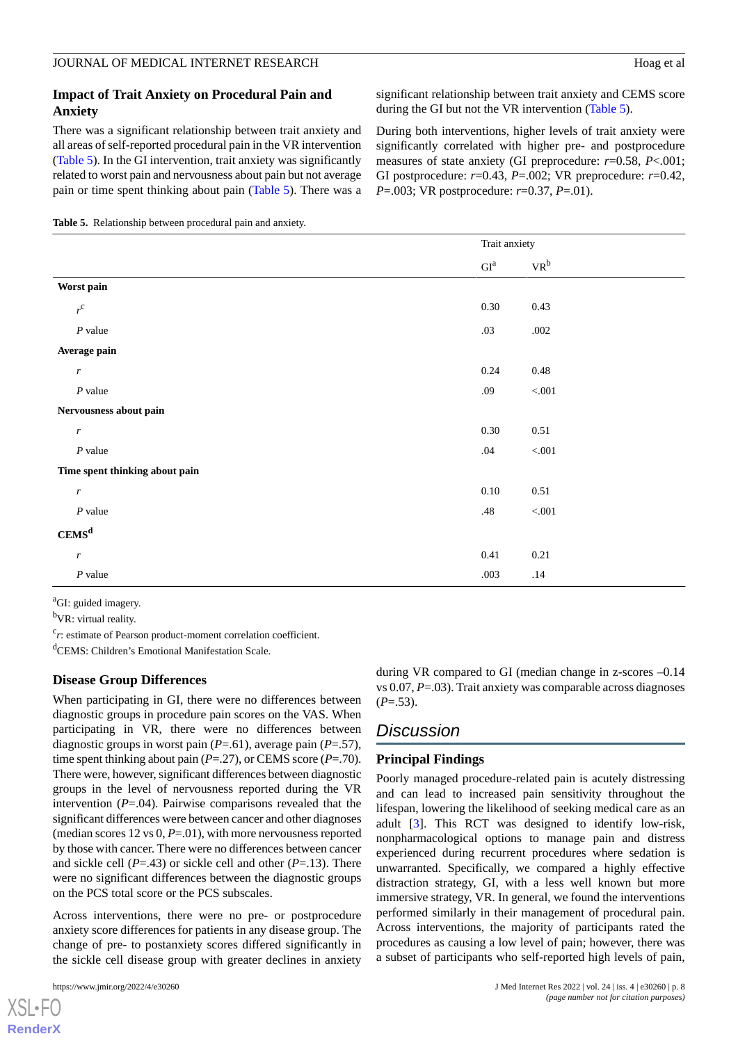### Impact of Trait Anxiety on Procedural Pain and Anxiety

There was a significant relationship between trait anxiety and all areas of self-reported procedural pain in the VR intervention (Table 5). In the GI intervention, trait anxiety was significantly related to worst pain and nervousness about pain but not average pain or time spent thinking about pain (Table 5). There was a significant relationship between trait anxiety and CEMS score during the GI but not the VR intervention (Table 5).

During both interventions, higher levels of trait anxiety were significantly correlated with higher pre- and postprocedure measures of state anxiety (GI preprocedure: *r*=0.58, *P*<.001; GI postprocedure: *r*=0.43, *P*=.002; VR preprocedure: *r*=0.42, *P*=.003; VR postprocedure: *r*=0.37, *P*=.01).

**Table 5.** Relationship between procedural pain and anxiety.

| | Trait anxiety | |
|---|---|---|
| | GI[a] | VR[b] |
| **Worst pain** | | |
| *r*[c] | 0.30 | 0.43 |
| *P* value | .03 | .002 |
| **Average pain** | | |
| *r* | 0.24 | 0.48 |
| *P* value | .09 | <.001 |
| **Nervousness about pain** | | |
| *r* | 0.30 | 0.51 |
| *P* value | .04 | <.001 |
| **Time spent thinking about pain** | | |
| *r* | 0.10 | 0.51 |
| *P* value | .48 | <.001 |
| **CEMS**[d] | | |
| *r* | 0.41 | 0.21 |
| *P* value | .003 | .14 |

[a]GI: guided imagery.

[b]VR: virtual reality.

[c]*r*: estimate of Pearson product-moment correlation coefficient.

[d]CEMS: Children's Emotional Manifestation Scale.

### Disease Group Differences

When participating in GI, there were no differences between diagnostic groups in procedure pain scores on the VAS. When participating in VR, there were no differences between diagnostic groups in worst pain (*P*=.61), average pain (*P*=.57), time spent thinking about pain (*P*=.27), or CEMS score (*P*=.70). There were, however, significant differences between diagnostic groups in the level of nervousness reported during the VR intervention (*P*=.04). Pairwise comparisons revealed that the significant differences were between cancer and other diagnoses (median scores 12 vs 0, *P*=.01), with more nervousness reported by those with cancer. There were no differences between cancer and sickle cell (*P*=.43) or sickle cell and other (*P*=.13). There were no significant differences between the diagnostic groups on the PCS total score or the PCS subscales.

Across interventions, there were no pre- or postprocedure anxiety score differences for patients in any disease group. The change of pre- to postanxiety scores differed significantly in the sickle cell disease group with greater declines in anxiety during VR compared to GI (median change in z-scores –0.14 vs 0.07, *P*=.03). Trait anxiety was comparable across diagnoses (*P*=.53).

## Discussion

### Principal Findings

Poorly managed procedure-related pain is acutely distressing and can lead to increased pain sensitivity throughout the lifespan, lowering the likelihood of seeking medical care as an adult [3]. This RCT was designed to identify low-risk, nonpharmacological options to manage pain and distress experienced during recurrent procedures where sedation is unwarranted. Specifically, we compared a highly effective distraction strategy, GI, with a less well known but more immersive strategy, VR. In general, we found the interventions performed similarly in their management of procedural pain. Across interventions, the majority of participants rated the procedures as causing a low level of pain; however, there was a subset of participants who self-reported high levels of pain,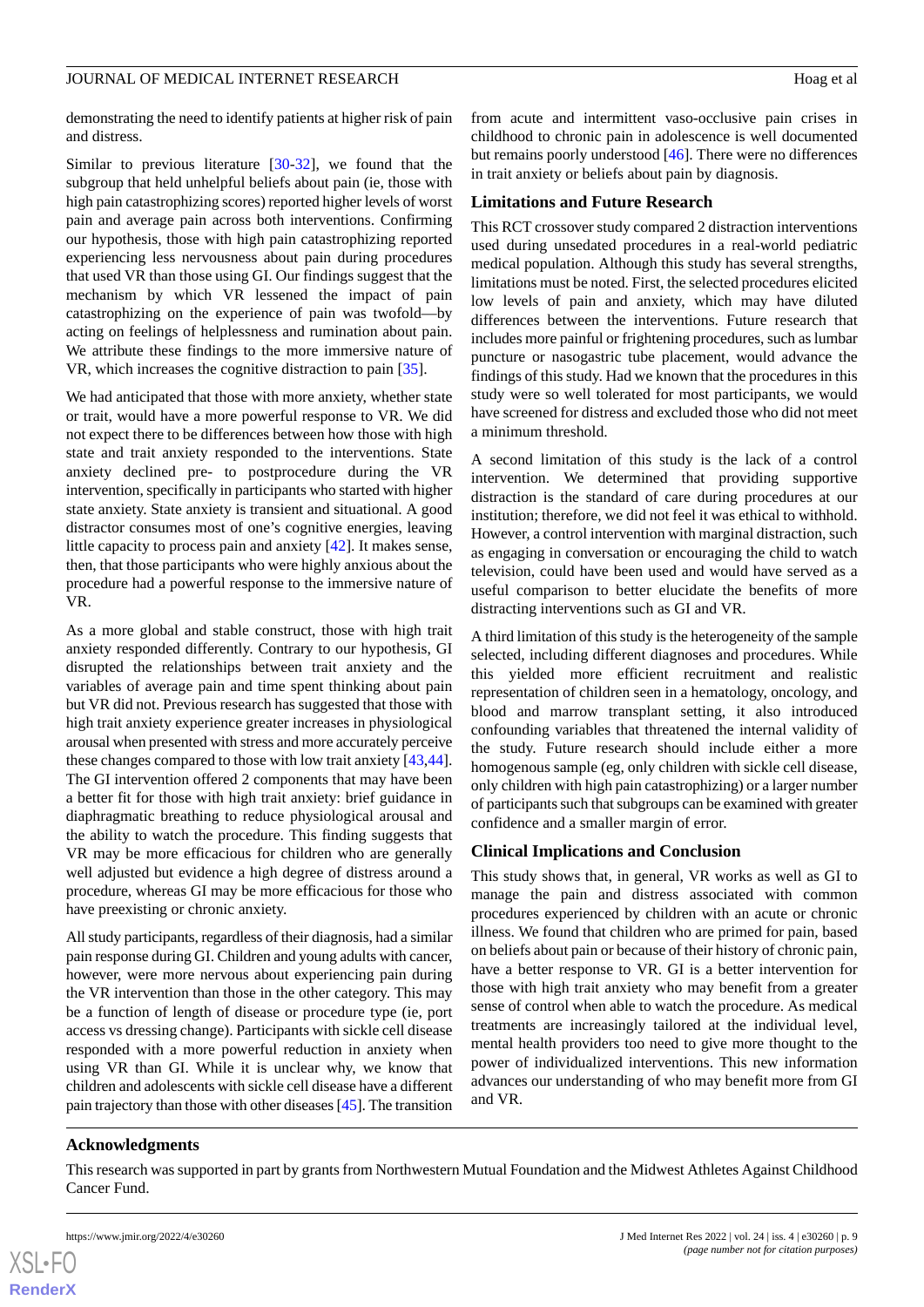demonstrating the need to identify patients at higher risk of pain and distress.

Similar to previous literature [30-32], we found that the subgroup that held unhelpful beliefs about pain (ie, those with high pain catastrophizing scores) reported higher levels of worst pain and average pain across both interventions. Confirming our hypothesis, those with high pain catastrophizing reported experiencing less nervousness about pain during procedures that used VR than those using GI. Our findings suggest that the mechanism by which VR lessened the impact of pain catastrophizing on the experience of pain was twofold—by acting on feelings of helplessness and rumination about pain. We attribute these findings to the more immersive nature of VR, which increases the cognitive distraction to pain [35].

We had anticipated that those with more anxiety, whether state or trait, would have a more powerful response to VR. We did not expect there to be differences between how those with high state and trait anxiety responded to the interventions. State anxiety declined pre- to postprocedure during the VR intervention, specifically in participants who started with higher state anxiety. State anxiety is transient and situational. A good distractor consumes most of one's cognitive energies, leaving little capacity to process pain and anxiety [42]. It makes sense, then, that those participants who were highly anxious about the procedure had a powerful response to the immersive nature of VR.

As a more global and stable construct, those with high trait anxiety responded differently. Contrary to our hypothesis, GI disrupted the relationships between trait anxiety and the variables of average pain and time spent thinking about pain but VR did not. Previous research has suggested that those with high trait anxiety experience greater increases in physiological arousal when presented with stress and more accurately perceive these changes compared to those with low trait anxiety [43,44]. The GI intervention offered 2 components that may have been a better fit for those with high trait anxiety: brief guidance in diaphragmatic breathing to reduce physiological arousal and the ability to watch the procedure. This finding suggests that VR may be more efficacious for children who are generally well adjusted but evidence a high degree of distress around a procedure, whereas GI may be more efficacious for those who have preexisting or chronic anxiety.

All study participants, regardless of their diagnosis, had a similar pain response during GI. Children and young adults with cancer, however, were more nervous about experiencing pain during the VR intervention than those in the other category. This may be a function of length of disease or procedure type (ie, port access vs dressing change). Participants with sickle cell disease responded with a more powerful reduction in anxiety when using VR than GI. While it is unclear why, we know that children and adolescents with sickle cell disease have a different pain trajectory than those with other diseases [45]. The transition from acute and intermittent vaso-occlusive pain crises in childhood to chronic pain in adolescence is well documented but remains poorly understood [46]. There were no differences in trait anxiety or beliefs about pain by diagnosis.

## Limitations and Future Research

This RCT crossover study compared 2 distraction interventions used during unsedated procedures in a real-world pediatric medical population. Although this study has several strengths, limitations must be noted. First, the selected procedures elicited low levels of pain and anxiety, which may have diluted differences between the interventions. Future research that includes more painful or frightening procedures, such as lumbar puncture or nasogastric tube placement, would advance the findings of this study. Had we known that the procedures in this study were so well tolerated for most participants, we would have screened for distress and excluded those who did not meet a minimum threshold.

A second limitation of this study is the lack of a control intervention. We determined that providing supportive distraction is the standard of care during procedures at our institution; therefore, we did not feel it was ethical to withhold. However, a control intervention with marginal distraction, such as engaging in conversation or encouraging the child to watch television, could have been used and would have served as a useful comparison to better elucidate the benefits of more distracting interventions such as GI and VR.

A third limitation of this study is the heterogeneity of the sample selected, including different diagnoses and procedures. While this yielded more efficient recruitment and realistic representation of children seen in a hematology, oncology, and blood and marrow transplant setting, it also introduced confounding variables that threatened the internal validity of the study. Future research should include either a more homogenous sample (eg, only children with sickle cell disease, only children with high pain catastrophizing) or a larger number of participants such that subgroups can be examined with greater confidence and a smaller margin of error.

## Clinical Implications and Conclusion

This study shows that, in general, VR works as well as GI to manage the pain and distress associated with common procedures experienced by children with an acute or chronic illness. We found that children who are primed for pain, based on beliefs about pain or because of their history of chronic pain, have a better response to VR. GI is a better intervention for those with high trait anxiety who may benefit from a greater sense of control when able to watch the procedure. As medical treatments are increasingly tailored at the individual level, mental health providers too need to give more thought to the power of individualized interventions. This new information advances our understanding of who may benefit more from GI and VR.

## Acknowledgments

This research was supported in part by grants from Northwestern Mutual Foundation and the Midwest Athletes Against Childhood Cancer Fund.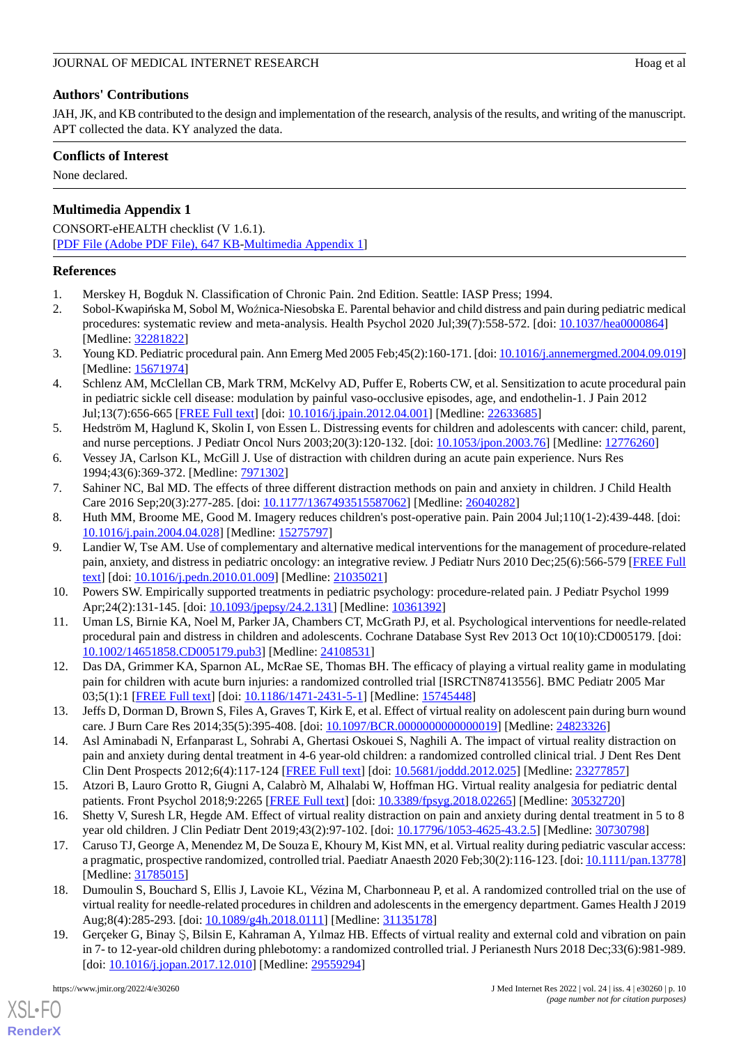## Authors' Contributions

JAH, JK, and KB contributed to the design and implementation of the research, analysis of the results, and writing of the manuscript. APT collected the data. KY analyzed the data.

## Conflicts of Interest

None declared.

## Multimedia Appendix 1

CONSORT-eHEALTH checklist (V 1.6.1).
[PDF File (Adobe PDF File), 647 KB-Multimedia Appendix 1]

## References

1. Merskey H, Bogduk N. Classification of Chronic Pain. 2nd Edition. Seattle: IASP Press; 1994.
2. Sobol-Kwapińska M, Sobol M, Woźnica-Niesobska E. Parental behavior and child distress and pain during pediatric medical procedures: systematic review and meta-analysis. Health Psychol 2020 Jul;39(7):558-572. [doi: 10.1037/hea0000864] [Medline: 32281822]
3. Young KD. Pediatric procedural pain. Ann Emerg Med 2005 Feb;45(2):160-171. [doi: 10.1016/j.annemergmed.2004.09.019] [Medline: 15671974]
4. Schlenz AM, McClellan CB, Mark TRM, McKelvy AD, Puffer E, Roberts CW, et al. Sensitization to acute procedural pain in pediatric sickle cell disease: modulation by painful vaso-occlusive episodes, age, and endothelin-1. J Pain 2012 Jul;13(7):656-665 [FREE Full text] [doi: 10.1016/j.jpain.2012.04.001] [Medline: 22633685]
5. Hedström M, Haglund K, Skolin I, von Essen L. Distressing events for children and adolescents with cancer: child, parent, and nurse perceptions. J Pediatr Oncol Nurs 2003;20(3):120-132. [doi: 10.1053/jpon.2003.76] [Medline: 12776260]
6. Vessey JA, Carlson KL, McGill J. Use of distraction with children during an acute pain experience. Nurs Res 1994;43(6):369-372. [Medline: 7971302]
7. Sahiner NC, Bal MD. The effects of three different distraction methods on pain and anxiety in children. J Child Health Care 2016 Sep;20(3):277-285. [doi: 10.1177/1367493515587062] [Medline: 26040282]
8. Huth MM, Broome ME, Good M. Imagery reduces children's post-operative pain. Pain 2004 Jul;110(1-2):439-448. [doi: 10.1016/j.pain.2004.04.028] [Medline: 15275797]
9. Landier W, Tse AM. Use of complementary and alternative medical interventions for the management of procedure-related pain, anxiety, and distress in pediatric oncology: an integrative review. J Pediatr Nurs 2010 Dec;25(6):566-579 [FREE Full text] [doi: 10.1016/j.pedn.2010.01.009] [Medline: 21035021]
10. Powers SW. Empirically supported treatments in pediatric psychology: procedure-related pain. J Pediatr Psychol 1999 Apr;24(2):131-145. [doi: 10.1093/jpepsy/24.2.131] [Medline: 10361392]
11. Uman LS, Birnie KA, Noel M, Parker JA, Chambers CT, McGrath PJ, et al. Psychological interventions for needle-related procedural pain and distress in children and adolescents. Cochrane Database Syst Rev 2013 Oct 10(10):CD005179. [doi: 10.1002/14651858.CD005179.pub3] [Medline: 24108531]
12. Das DA, Grimmer KA, Sparnon AL, McRae SE, Thomas BH. The efficacy of playing a virtual reality game in modulating pain for children with acute burn injuries: a randomized controlled trial [ISRCTN87413556]. BMC Pediatr 2005 Mar 03;5(1):1 [FREE Full text] [doi: 10.1186/1471-2431-5-1] [Medline: 15745448]
13. Jeffs D, Dorman D, Brown S, Files A, Graves T, Kirk E, et al. Effect of virtual reality on adolescent pain during burn wound care. J Burn Care Res 2014;35(5):395-408. [doi: 10.1097/BCR.0000000000000019] [Medline: 24823326]
14. Asl Aminabadi N, Erfanparast L, Sohrabi A, Ghertasi Oskouei S, Naghili A. The impact of virtual reality distraction on pain and anxiety during dental treatment in 4-6 year-old children: a randomized controlled clinical trial. J Dent Res Dent Clin Dent Prospects 2012;6(4):117-124 [FREE Full text] [doi: 10.5681/joddd.2012.025] [Medline: 23277857]
15. Atzori B, Lauro Grotto R, Giugni A, Calabrò M, Alhalabi W, Hoffman HG. Virtual reality analgesia for pediatric dental patients. Front Psychol 2018;9:2265 [FREE Full text] [doi: 10.3389/fpsyg.2018.02265] [Medline: 30532720]
16. Shetty V, Suresh LR, Hegde AM. Effect of virtual reality distraction on pain and anxiety during dental treatment in 5 to 8 year old children. J Clin Pediatr Dent 2019;43(2):97-102. [doi: 10.17796/1053-4625-43.2.5] [Medline: 30730798]
17. Caruso TJ, George A, Menendez M, De Souza E, Khoury M, Kist MN, et al. Virtual reality during pediatric vascular access: a pragmatic, prospective randomized, controlled trial. Paediatr Anaesth 2020 Feb;30(2):116-123. [doi: 10.1111/pan.13778] [Medline: 31785015]
18. Dumoulin S, Bouchard S, Ellis J, Lavoie KL, Vézina M, Charbonneau P, et al. A randomized controlled trial on the use of virtual reality for needle-related procedures in children and adolescents in the emergency department. Games Health J 2019 Aug;8(4):285-293. [doi: 10.1089/g4h.2018.0111] [Medline: 31135178]
19. Gerçeker G, Binay Ş, Bilsin E, Kahraman A, Yılmaz HB. Effects of virtual reality and external cold and vibration on pain in 7- to 12-year-old children during phlebotomy: a randomized controlled trial. J Perianesth Nurs 2018 Dec;33(6):981-989. [doi: 10.1016/j.jopan.2017.12.010] [Medline: 29559294]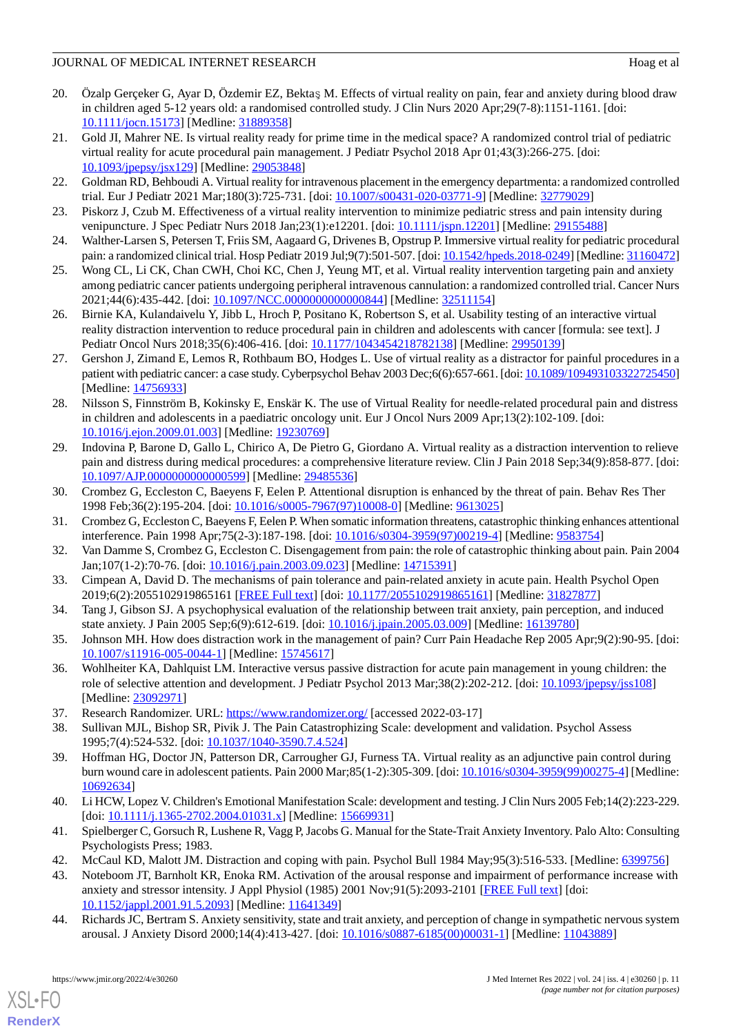20. Özalp Gerçeker G, Ayar D, Özdemir EZ, Bektaş M. Effects of virtual reality on pain, fear and anxiety during blood draw in children aged 5-12 years old: a randomised controlled study. J Clin Nurs 2020 Apr;29(7-8):1151-1161. [doi: 10.1111/jocn.15173] [Medline: 31889358]
21. Gold JI, Mahrer NE. Is virtual reality ready for prime time in the medical space? A randomized control trial of pediatric virtual reality for acute procedural pain management. J Pediatr Psychol 2018 Apr 01;43(3):266-275. [doi: 10.1093/jpepsy/jsx129] [Medline: 29053848]
22. Goldman RD, Behboudi A. Virtual reality for intravenous placement in the emergency departmenta: a randomized controlled trial. Eur J Pediatr 2021 Mar;180(3):725-731. [doi: 10.1007/s00431-020-03771-9] [Medline: 32779029]
23. Piskorz J, Czub M. Effectiveness of a virtual reality intervention to minimize pediatric stress and pain intensity during venipuncture. J Spec Pediatr Nurs 2018 Jan;23(1):e12201. [doi: 10.1111/jspn.12201] [Medline: 29155488]
24. Walther-Larsen S, Petersen T, Friis SM, Aagaard G, Drivenes B, Opstrup P. Immersive virtual reality for pediatric procedural pain: a randomized clinical trial. Hosp Pediatr 2019 Jul;9(7):501-507. [doi: 10.1542/hpeds.2018-0249] [Medline: 31160472]
25. Wong CL, Li CK, Chan CWH, Choi KC, Chen J, Yeung MT, et al. Virtual reality intervention targeting pain and anxiety among pediatric cancer patients undergoing peripheral intravenous cannulation: a randomized controlled trial. Cancer Nurs 2021;44(6):435-442. [doi: 10.1097/NCC.0000000000000844] [Medline: 32511154]
26. Birnie KA, Kulandaivelu Y, Jibb L, Hroch P, Positano K, Robertson S, et al. Usability testing of an interactive virtual reality distraction intervention to reduce procedural pain in children and adolescents with cancer [formula: see text]. J Pediatr Oncol Nurs 2018;35(6):406-416. [doi: 10.1177/1043454218782138] [Medline: 29950139]
27. Gershon J, Zimand E, Lemos R, Rothbaum BO, Hodges L. Use of virtual reality as a distractor for painful procedures in a patient with pediatric cancer: a case study. Cyberpsychol Behav 2003 Dec;6(6):657-661. [doi: 10.1089/109493103322725450] [Medline: 14756933]
28. Nilsson S, Finnström B, Kokinsky E, Enskär K. The use of Virtual Reality for needle-related procedural pain and distress in children and adolescents in a paediatric oncology unit. Eur J Oncol Nurs 2009 Apr;13(2):102-109. [doi: 10.1016/j.ejon.2009.01.003] [Medline: 19230769]
29. Indovina P, Barone D, Gallo L, Chirico A, De Pietro G, Giordano A. Virtual reality as a distraction intervention to relieve pain and distress during medical procedures: a comprehensive literature review. Clin J Pain 2018 Sep;34(9):858-877. [doi: 10.1097/AJP.0000000000000599] [Medline: 29485536]
30. Crombez G, Eccleston C, Baeyens F, Eelen P. Attentional disruption is enhanced by the threat of pain. Behav Res Ther 1998 Feb;36(2):195-204. [doi: 10.1016/s0005-7967(97)10008-0] [Medline: 9613025]
31. Crombez G, Eccleston C, Baeyens F, Eelen P. When somatic information threatens, catastrophic thinking enhances attentional interference. Pain 1998 Apr;75(2-3):187-198. [doi: 10.1016/s0304-3959(97)00219-4] [Medline: 9583754]
32. Van Damme S, Crombez G, Eccleston C. Disengagement from pain: the role of catastrophic thinking about pain. Pain 2004 Jan;107(1-2):70-76. [doi: 10.1016/j.pain.2003.09.023] [Medline: 14715391]
33. Cimpean A, David D. The mechanisms of pain tolerance and pain-related anxiety in acute pain. Health Psychol Open 2019;6(2):2055102919865161 [FREE Full text] [doi: 10.1177/2055102919865161] [Medline: 31827877]
34. Tang J, Gibson SJ. A psychophysical evaluation of the relationship between trait anxiety, pain perception, and induced state anxiety. J Pain 2005 Sep;6(9):612-619. [doi: 10.1016/j.jpain.2005.03.009] [Medline: 16139780]
35. Johnson MH. How does distraction work in the management of pain? Curr Pain Headache Rep 2005 Apr;9(2):90-95. [doi: 10.1007/s11916-005-0044-1] [Medline: 15745617]
36. Wohlheiter KA, Dahlquist LM. Interactive versus passive distraction for acute pain management in young children: the role of selective attention and development. J Pediatr Psychol 2013 Mar;38(2):202-212. [doi: 10.1093/jpepsy/jss108] [Medline: 23092971]
37. Research Randomizer. URL: https://www.randomizer.org/ [accessed 2022-03-17]
38. Sullivan MJL, Bishop SR, Pivik J. The Pain Catastrophizing Scale: development and validation. Psychol Assess 1995;7(4):524-532. [doi: 10.1037/1040-3590.7.4.524]
39. Hoffman HG, Doctor JN, Patterson DR, Carrougher GJ, Furness TA. Virtual reality as an adjunctive pain control during burn wound care in adolescent patients. Pain 2000 Mar;85(1-2):305-309. [doi: 10.1016/s0304-3959(99)00275-4] [Medline: 10692634]
40. Li HCW, Lopez V. Children's Emotional Manifestation Scale: development and testing. J Clin Nurs 2005 Feb;14(2):223-229. [doi: 10.1111/j.1365-2702.2004.01031.x] [Medline: 15669931]
41. Spielberger C, Gorsuch R, Lushene R, Vagg P, Jacobs G. Manual for the State-Trait Anxiety Inventory. Palo Alto: Consulting Psychologists Press; 1983.
42. McCaul KD, Malott JM. Distraction and coping with pain. Psychol Bull 1984 May;95(3):516-533. [Medline: 6399756]
43. Noteboom JT, Barnholt KR, Enoka RM. Activation of the arousal response and impairment of performance increase with anxiety and stressor intensity. J Appl Physiol (1985) 2001 Nov;91(5):2093-2101 [FREE Full text] [doi: 10.1152/jappl.2001.91.5.2093] [Medline: 11641349]
44. Richards JC, Bertram S. Anxiety sensitivity, state and trait anxiety, and perception of change in sympathetic nervous system arousal. J Anxiety Disord 2000;14(4):413-427. [doi: 10.1016/s0887-6185(00)00031-1] [Medline: 11043889]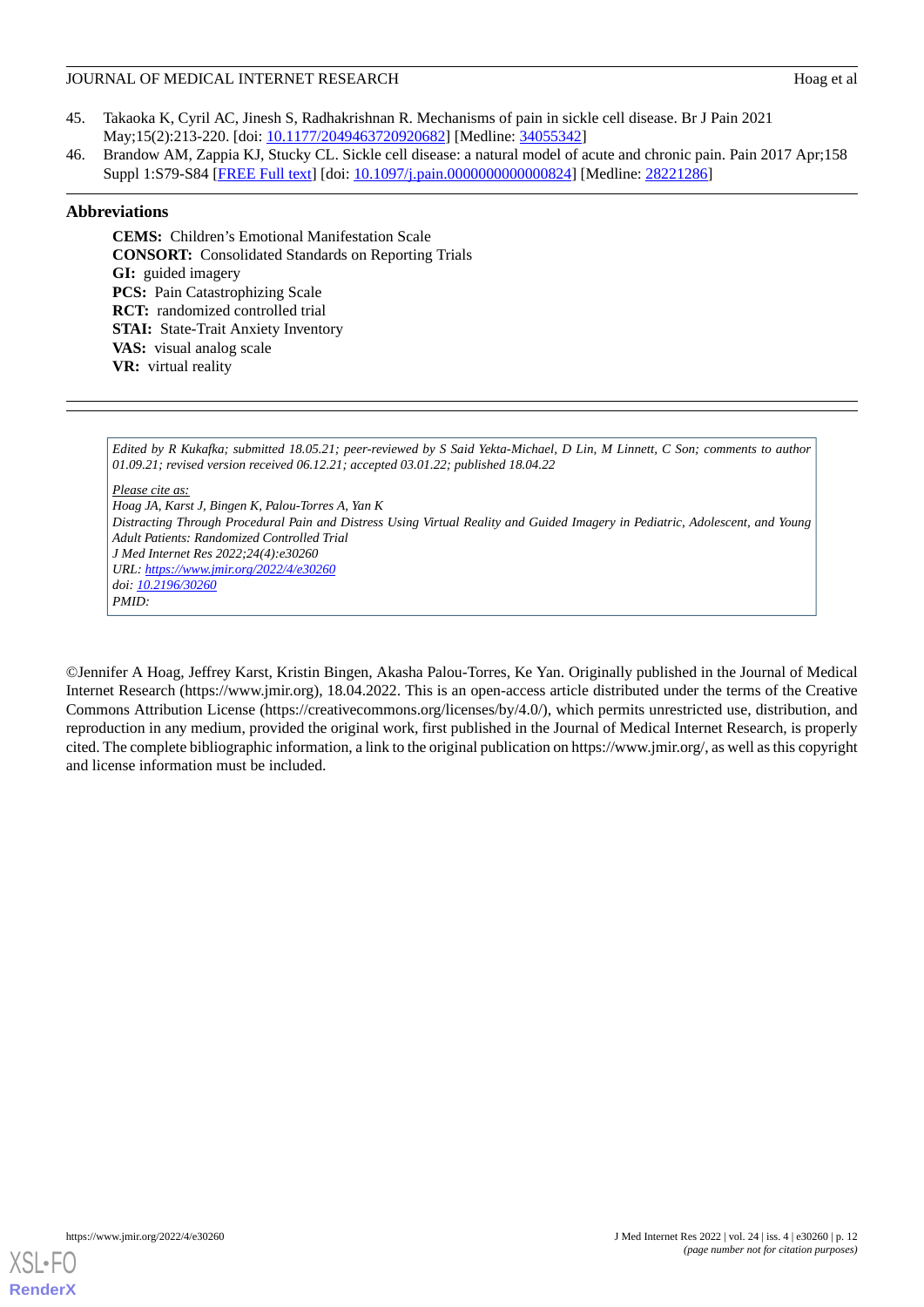45. Takaoka K, Cyril AC, Jinesh S, Radhakrishnan R. Mechanisms of pain in sickle cell disease. Br J Pain 2021 May;15(2):213-220. [doi: 10.1177/2049463720920682] [Medline: 34055342]
46. Brandow AM, Zappia KJ, Stucky CL. Sickle cell disease: a natural model of acute and chronic pain. Pain 2017 Apr;158 Suppl 1:S79-S84 [FREE Full text] [doi: 10.1097/j.pain.0000000000000824] [Medline: 28221286]

## Abbreviations

**CEMS:** Children's Emotional Manifestation Scale
**CONSORT:** Consolidated Standards on Reporting Trials
**GI:** guided imagery
**PCS:** Pain Catastrophizing Scale
**RCT:** randomized controlled trial
**STAI:** State-Trait Anxiety Inventory
**VAS:** visual analog scale
**VR:** virtual reality

*Edited by R Kukafka; submitted 18.05.21; peer-reviewed by S Said Yekta-Michael, D Lin, M Linnett, C Son; comments to author 01.09.21; revised version received 06.12.21; accepted 03.01.22; published 18.04.22*

*Please cite as:*
*Hoag JA, Karst J, Bingen K, Palou-Torres A, Yan K*
*Distracting Through Procedural Pain and Distress Using Virtual Reality and Guided Imagery in Pediatric, Adolescent, and Young Adult Patients: Randomized Controlled Trial*
*J Med Internet Res 2022;24(4):e30260*
*URL: https://www.jmir.org/2022/4/e30260*
*doi: 10.2196/30260*
*PMID:*

©Jennifer A Hoag, Jeffrey Karst, Kristin Bingen, Akasha Palou-Torres, Ke Yan. Originally published in the Journal of Medical Internet Research (https://www.jmir.org), 18.04.2022. This is an open-access article distributed under the terms of the Creative Commons Attribution License (https://creativecommons.org/licenses/by/4.0/), which permits unrestricted use, distribution, and reproduction in any medium, provided the original work, first published in the Journal of Medical Internet Research, is properly cited. The complete bibliographic information, a link to the original publication on https://www.jmir.org/, as well as this copyright and license information must be included.